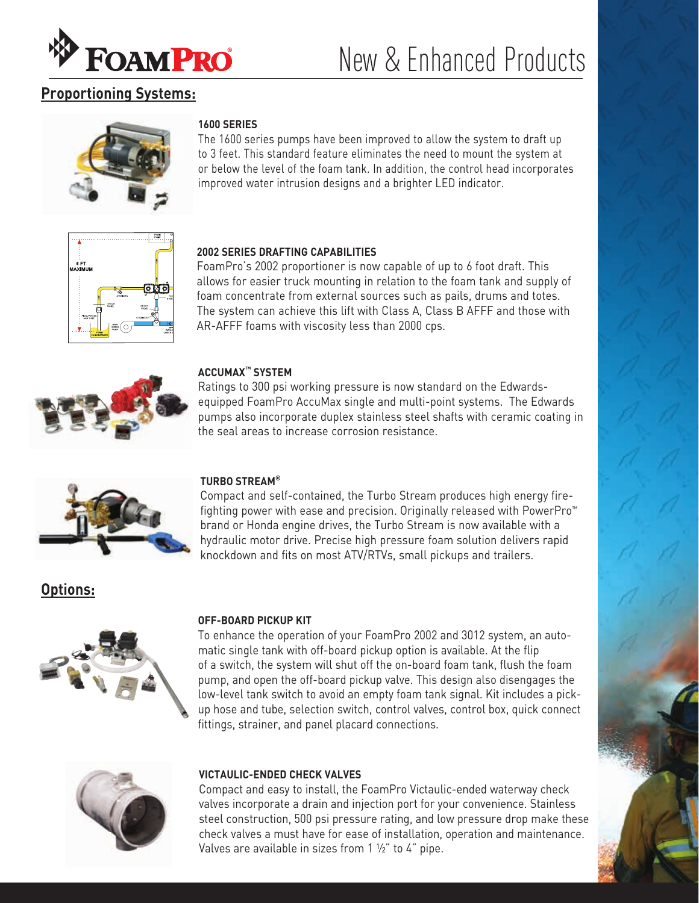# FoamPro New & Enhanced Products

## Proportioning Systems:

### 1600 SERIES

The 1600 series pumps have been improved to allow the system to draft up to 3 feet. This standard feature eliminates the need to mount the system at or below the level of the foam tank. In addition, the control head incorporates improved water intrusion designs and a brighter LED indicator.

### 2002 SERIES DRAFTING CAPABILITIES

FoamPro's 2002 proportioner is now capable of up to 6 foot draft. This allows for easier truck mounting in relation to the foam tank and supply of foam concentrate from external sources such as pails, drums and totes. The system can achieve this lift with Class A, Class B AFFF and those with AR-AFFF foams with viscosity less than 2000 cps.

### ACCUMAX™ SYSTEM

Ratings to 300 psi working pressure is now standard on the Edwards-equipped FoamPro AccuMax single and multi-point systems. The Edwards pumps also incorporate duplex stainless steel shafts with ceramic coating in the seal areas to increase corrosion resistance.

### TURBO STREAM®

Compact and self-contained, the Turbo Stream produces high energy fire-fighting power with ease and precision. Originally released with PowerPro™ brand or Honda engine drives, the Turbo Stream is now available with a hydraulic motor drive. Precise high pressure foam solution delivers rapid knockdown and fits on most ATV/RTVs, small pickups and trailers.

## Options:

### OFF-BOARD PICKUP KIT

To enhance the operation of your FoamPro 2002 and 3012 system, an automatic single tank with off-board pickup option is available. At the flip of a switch, the system will shut off the on-board foam tank, flush the foam pump, and open the off-board pickup valve. This design also disengages the low-level tank switch to avoid an empty foam tank signal. Kit includes a pick-up hose and tube, selection switch, control valves, control box, quick connect fittings, strainer, and panel placard connections.

### VICTAULIC-ENDED CHECK VALVES

Compact and easy to install, the FoamPro Victaulic-ended waterway check valves incorporate a drain and injection port for your convenience. Stainless steel construction, 500 psi pressure rating, and low pressure drop make these check valves a must have for ease of installation, operation and maintenance. Valves are available in sizes from 1 ½" to 4" pipe.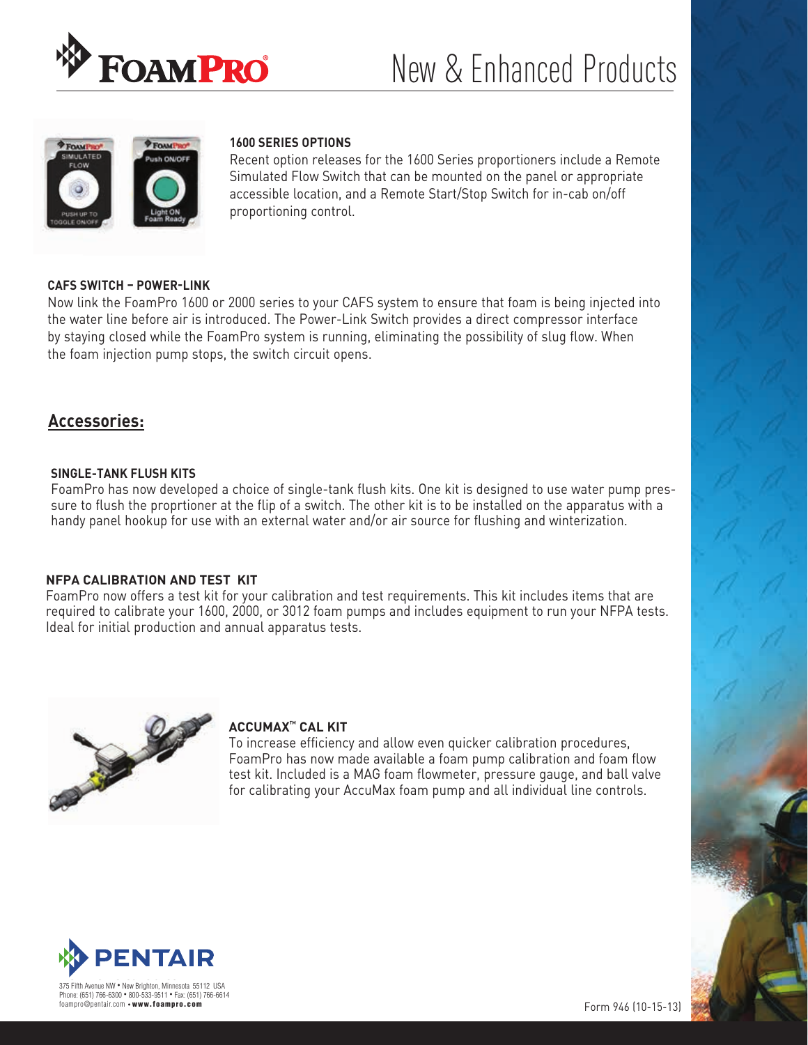# New & Enhanced Products

### 1600 SERIES OPTIONS

Recent option releases for the 1600 Series proportioners include a Remote Simulated Flow Switch that can be mounted on the panel or appropriate accessible location, and a Remote Start/Stop Switch for in-cab on/off proportioning control.

### CAFS SWITCH – POWER-LINK

Now link the FoamPro 1600 or 2000 series to your CAFS system to ensure that foam is being injected into the water line before air is introduced. The Power-Link Switch provides a direct compressor interface by staying closed while the FoamPro system is running, eliminating the possibility of slug flow. When the foam injection pump stops, the switch circuit opens.

## Accessories:

### SINGLE-TANK FLUSH KITS

FoamPro has now developed a choice of single-tank flush kits. One kit is designed to use water pump pressure to flush the proprtioner at the flip of a switch. The other kit is to be installed on the apparatus with a handy panel hookup for use with an external water and/or air source for flushing and winterization.

### NFPA CALIBRATION AND TEST KIT

FoamPro now offers a test kit for your calibration and test requirements. This kit includes items that are required to calibrate your 1600, 2000, or 3012 foam pumps and includes equipment to run your NFPA tests. Ideal for initial production and annual apparatus tests.

### ACCUMAX™ CAL KIT

To increase efficiency and allow even quicker calibration procedures, FoamPro has now made available a foam pump calibration and foam flow test kit. Included is a MAG foam flowmeter, pressure gauge, and ball valve for calibrating your AccuMax foam pump and all individual line controls.

PENTAIR

375 Fifth Avenue NW • New Brighton, Minnesota 55112 USA
Phone: (651) 766-6300 • 800-533-9511 • Fax: (651) 766-6614
foampro@pentair.com • www.foampro.com

Form 946 (10-15-13)